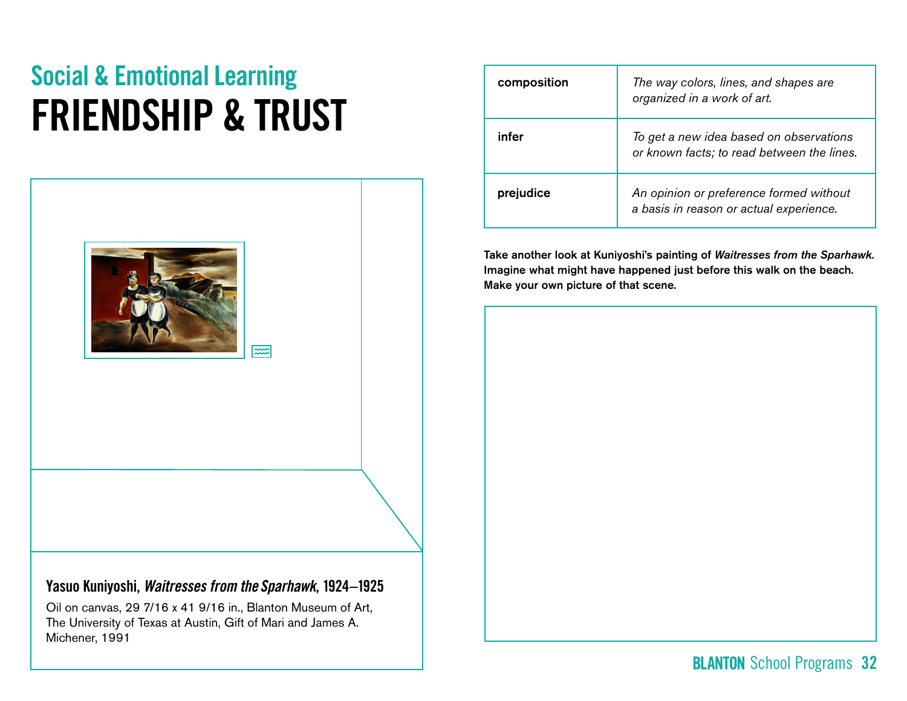## Social & Emotional Learning

# FRIENDSHIP & TRUST

**Yasuo Kuniyoshi, *Waitresses from the Sparhawk*, 1924–1925**

Oil on canvas, 29 7/16 x 41 9/16 in., Blanton Museum of Art, The University of Texas at Austin, Gift of Mari and James A. Michener, 1991

| | |
|---|---|
| **composition** | *The way colors, lines, and shapes are organized in a work of art.* |
| **infer** | *To get a new idea based on observations or known facts; to read between the lines.* |
| **prejudice** | *An opinion or preference formed without a basis in reason or actual experience.* |

**Take another look at Kuniyoshi's painting of *Waitresses from the Sparhawk*. Imagine what might have happened just before this walk on the beach. Make your own picture of that scene.**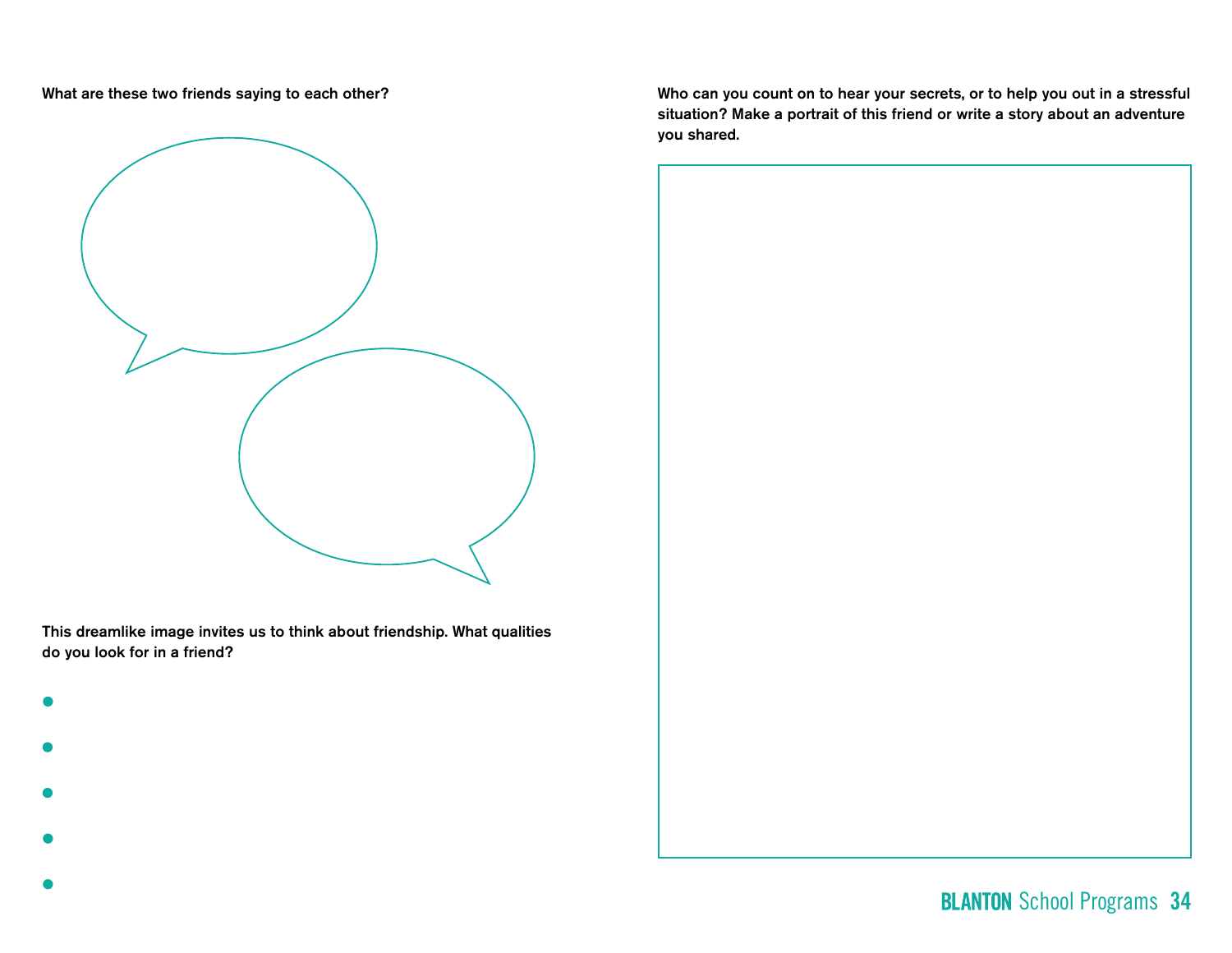**What are these two friends saying to each other?**

**This dreamlike image invites us to think about friendship. What qualities do you look for in a friend?**

- 
- 
- 
- 
- 

**Who can you count on to hear your secrets, or to help you out in a stressful situation? Make a portrait of this friend or write a story about an adventure you shared.**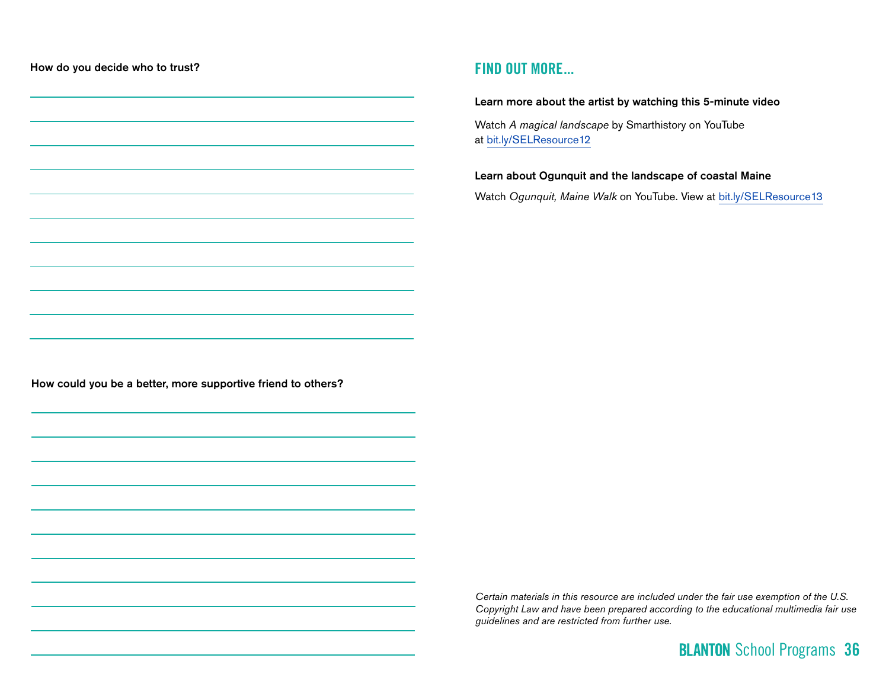How do you decide who to trust?

How could you be a better, more supportive friend to others?

## FIND OUT MORE...

**Learn more about the artist by watching this 5-minute video**

Watch *A magical landscape* by Smarthistory on YouTube at bit.ly/SELResource12

**Learn about Ogunquit and the landscape of coastal Maine**

Watch *Ogunquit, Maine Walk* on YouTube. View at bit.ly/SELResource13

*Certain materials in this resource are included under the fair use exemption of the U.S. Copyright Law and have been prepared according to the educational multimedia fair use guidelines and are restricted from further use.*